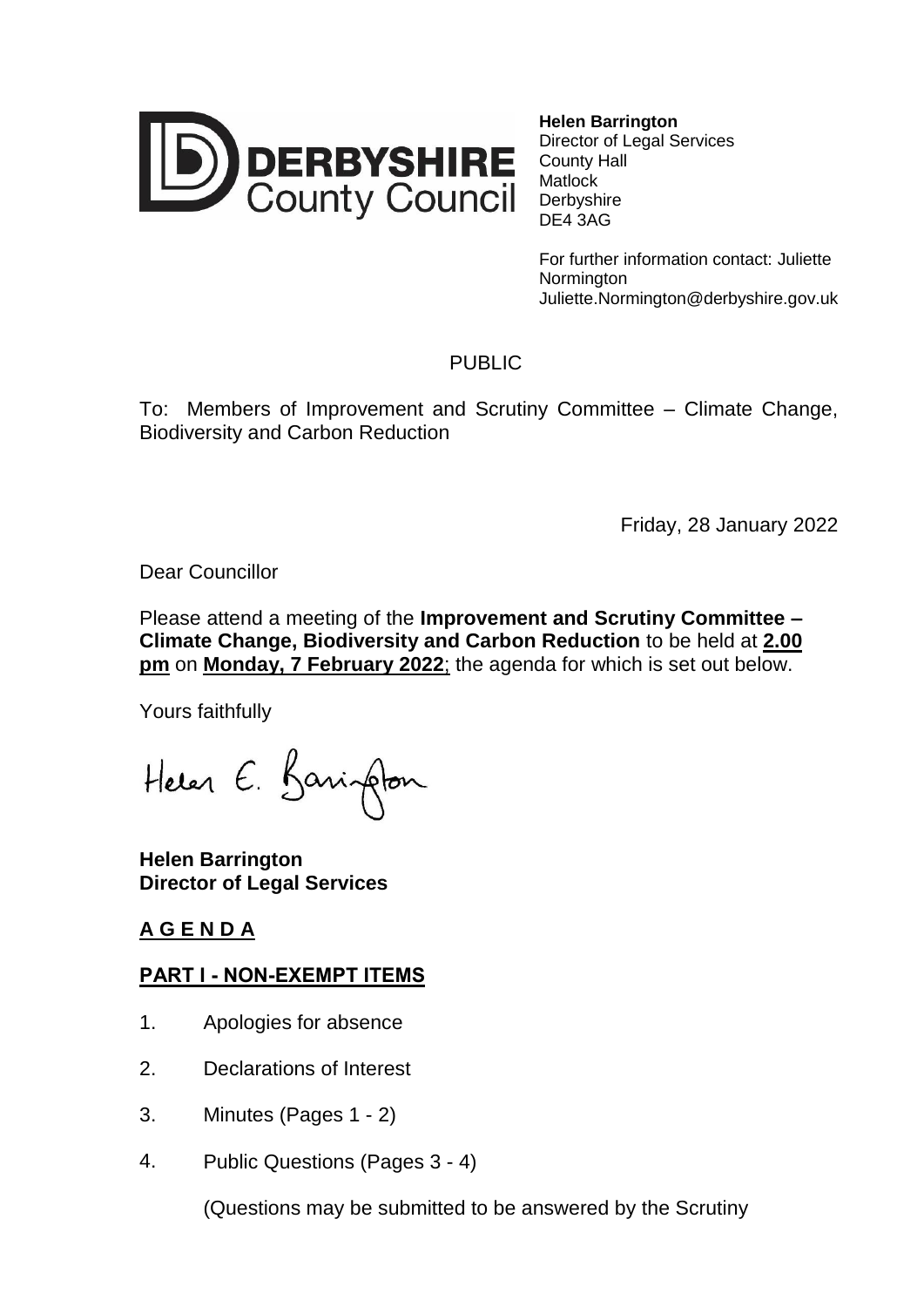**DERBYSHIRE County Council**

**Helen Barrington**
Director of Legal Services
County Hall
Matlock
Derbyshire
DE4 3AG

For further information contact: Juliette Normington
Juliette.Normington@derbyshire.gov.uk

PUBLIC

To: Members of Improvement and Scrutiny Committee – Climate Change, Biodiversity and Carbon Reduction

Friday, 28 January 2022

Dear Councillor

Please attend a meeting of the **Improvement and Scrutiny Committee – Climate Change, Biodiversity and Carbon Reduction** to be held at **2.00 pm** on **Monday, 7 February 2022**; the agenda for which is set out below.

Yours faithfully

Helen E. Barrington

**Helen Barrington**
**Director of Legal Services**

## A G E N D A

### PART I - NON-EXEMPT ITEMS

1. Apologies for absence
2. Declarations of Interest
3. Minutes (Pages 1 - 2)
4. Public Questions (Pages 3 - 4)

   (Questions may be submitted to be answered by the Scrutiny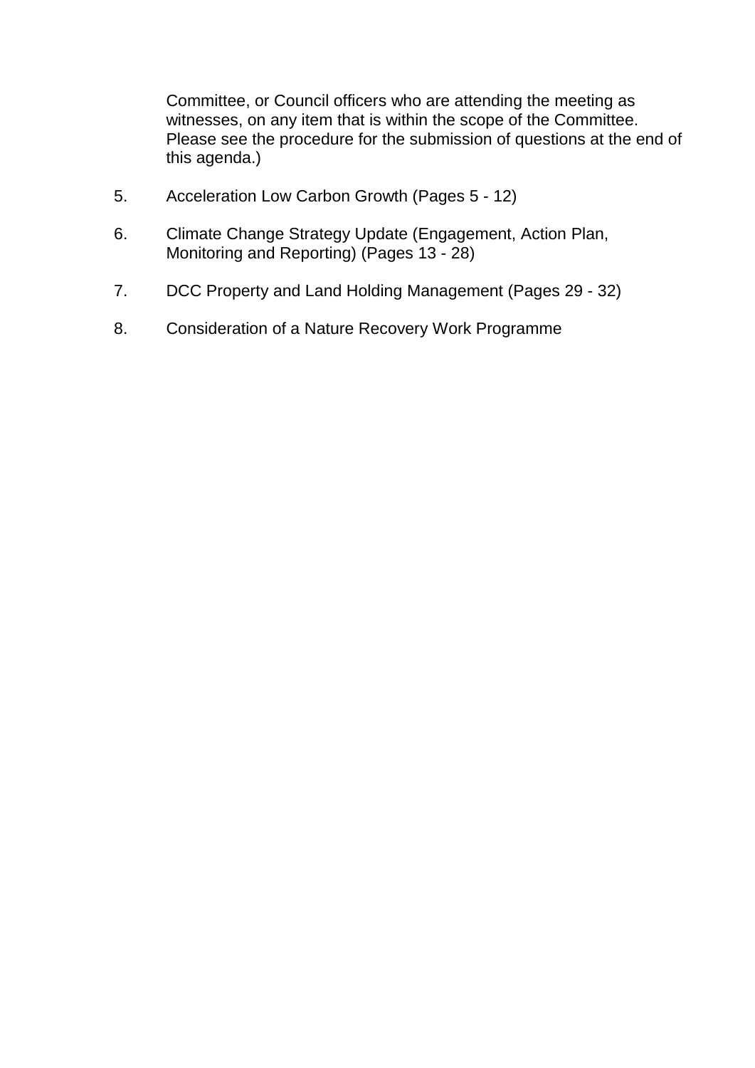Committee, or Council officers who are attending the meeting as witnesses, on any item that is within the scope of the Committee. Please see the procedure for the submission of questions at the end of this agenda.)

5. Acceleration Low Carbon Growth (Pages 5 - 12)

6. Climate Change Strategy Update (Engagement, Action Plan, Monitoring and Reporting) (Pages 13 - 28)

7. DCC Property and Land Holding Management (Pages 29 - 32)

8. Consideration of a Nature Recovery Work Programme